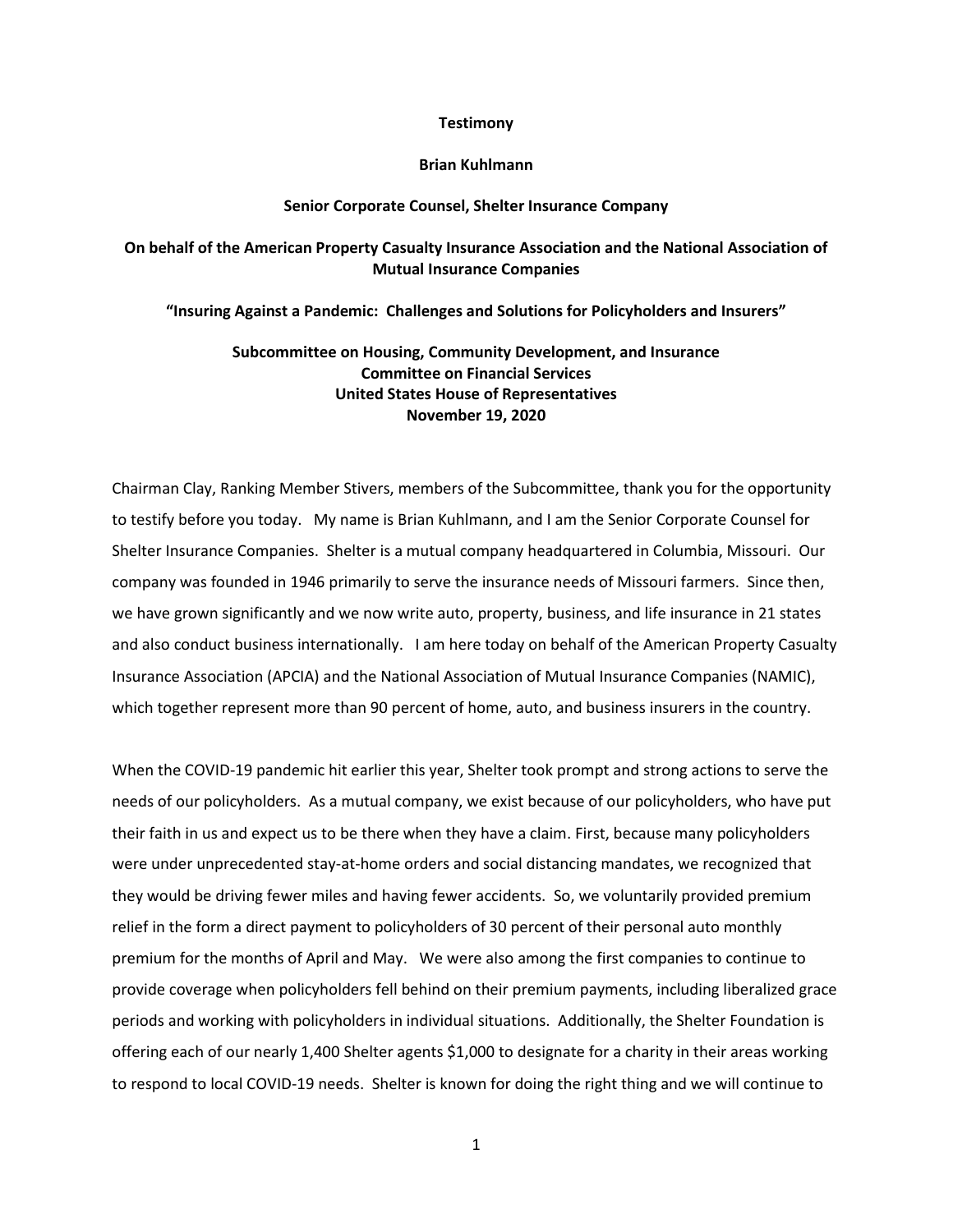**Testimony**

**Brian Kuhlmann**

**Senior Corporate Counsel, Shelter Insurance Company**

**On behalf of the American Property Casualty Insurance Association and the National Association of Mutual Insurance Companies**

**"Insuring Against a Pandemic: Challenges and Solutions for Policyholders and Insurers"**

**Subcommittee on Housing, Community Development, and Insurance**
**Committee on Financial Services**
**United States House of Representatives**
**November 19, 2020**

Chairman Clay, Ranking Member Stivers, members of the Subcommittee, thank you for the opportunity to testify before you today. My name is Brian Kuhlmann, and I am the Senior Corporate Counsel for Shelter Insurance Companies. Shelter is a mutual company headquartered in Columbia, Missouri. Our company was founded in 1946 primarily to serve the insurance needs of Missouri farmers. Since then, we have grown significantly and we now write auto, property, business, and life insurance in 21 states and also conduct business internationally. I am here today on behalf of the American Property Casualty Insurance Association (APCIA) and the National Association of Mutual Insurance Companies (NAMIC), which together represent more than 90 percent of home, auto, and business insurers in the country.

When the COVID-19 pandemic hit earlier this year, Shelter took prompt and strong actions to serve the needs of our policyholders. As a mutual company, we exist because of our policyholders, who have put their faith in us and expect us to be there when they have a claim. First, because many policyholders were under unprecedented stay-at-home orders and social distancing mandates, we recognized that they would be driving fewer miles and having fewer accidents. So, we voluntarily provided premium relief in the form a direct payment to policyholders of 30 percent of their personal auto monthly premium for the months of April and May. We were also among the first companies to continue to provide coverage when policyholders fell behind on their premium payments, including liberalized grace periods and working with policyholders in individual situations. Additionally, the Shelter Foundation is offering each of our nearly 1,400 Shelter agents $1,000 to designate for a charity in their areas working to respond to local COVID-19 needs. Shelter is known for doing the right thing and we will continue to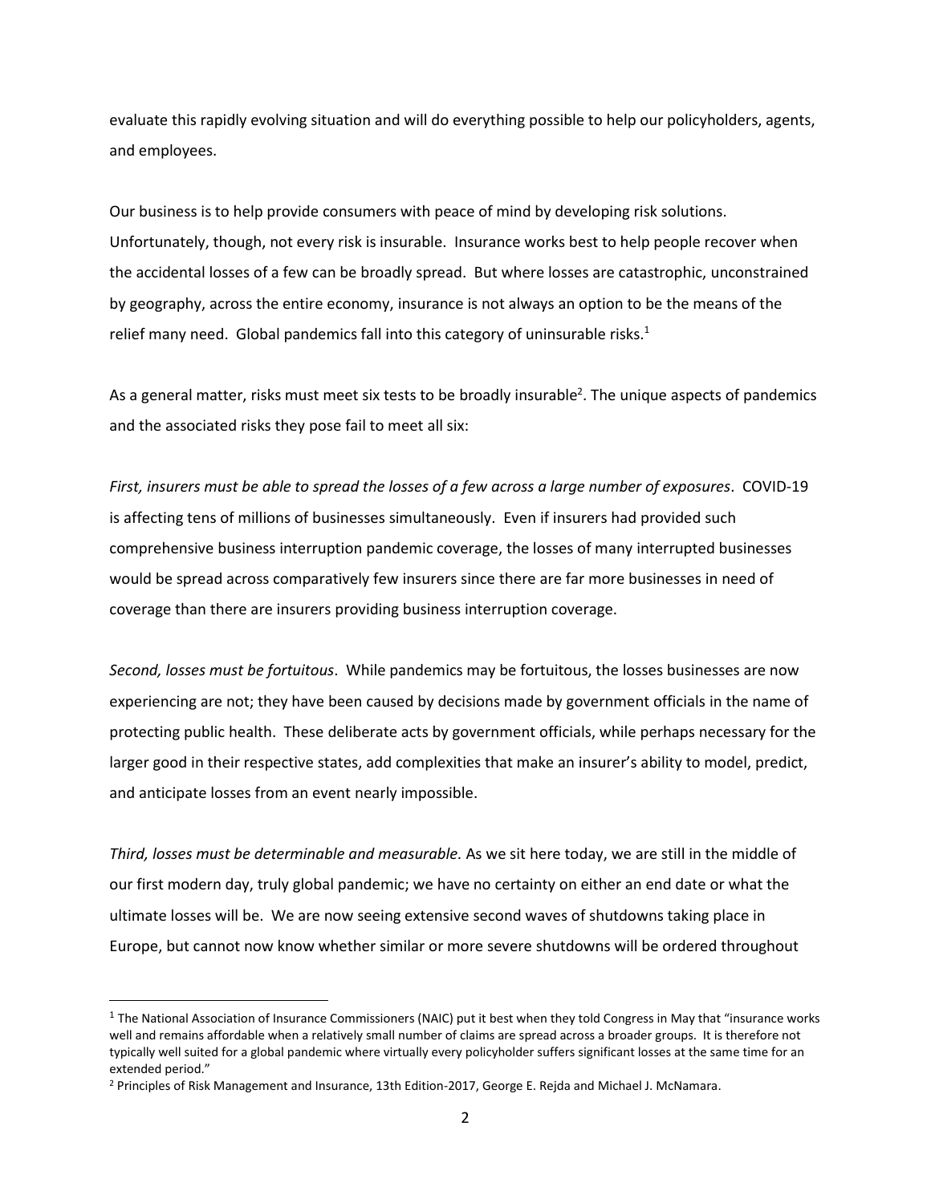evaluate this rapidly evolving situation and will do everything possible to help our policyholders, agents, and employees.

Our business is to help provide consumers with peace of mind by developing risk solutions. Unfortunately, though, not every risk is insurable. Insurance works best to help people recover when the accidental losses of a few can be broadly spread. But where losses are catastrophic, unconstrained by geography, across the entire economy, insurance is not always an option to be the means of the relief many need. Global pandemics fall into this category of uninsurable risks.[1]

As a general matter, risks must meet six tests to be broadly insurable[2]. The unique aspects of pandemics and the associated risks they pose fail to meet all six:

*First, insurers must be able to spread the losses of a few across a large number of exposures*. COVID-19 is affecting tens of millions of businesses simultaneously. Even if insurers had provided such comprehensive business interruption pandemic coverage, the losses of many interrupted businesses would be spread across comparatively few insurers since there are far more businesses in need of coverage than there are insurers providing business interruption coverage.

*Second, losses must be fortuitous*. While pandemics may be fortuitous, the losses businesses are now experiencing are not; they have been caused by decisions made by government officials in the name of protecting public health. These deliberate acts by government officials, while perhaps necessary for the larger good in their respective states, add complexities that make an insurer's ability to model, predict, and anticipate losses from an event nearly impossible.

*Third, losses must be determinable and measurable.* As we sit here today, we are still in the middle of our first modern day, truly global pandemic; we have no certainty on either an end date or what the ultimate losses will be. We are now seeing extensive second waves of shutdowns taking place in Europe, but cannot now know whether similar or more severe shutdowns will be ordered throughout

---

[1] The National Association of Insurance Commissioners (NAIC) put it best when they told Congress in May that "insurance works well and remains affordable when a relatively small number of claims are spread across a broader groups. It is therefore not typically well suited for a global pandemic where virtually every policyholder suffers significant losses at the same time for an extended period."

[2] Principles of Risk Management and Insurance, 13th Edition-2017, George E. Rejda and Michael J. McNamara.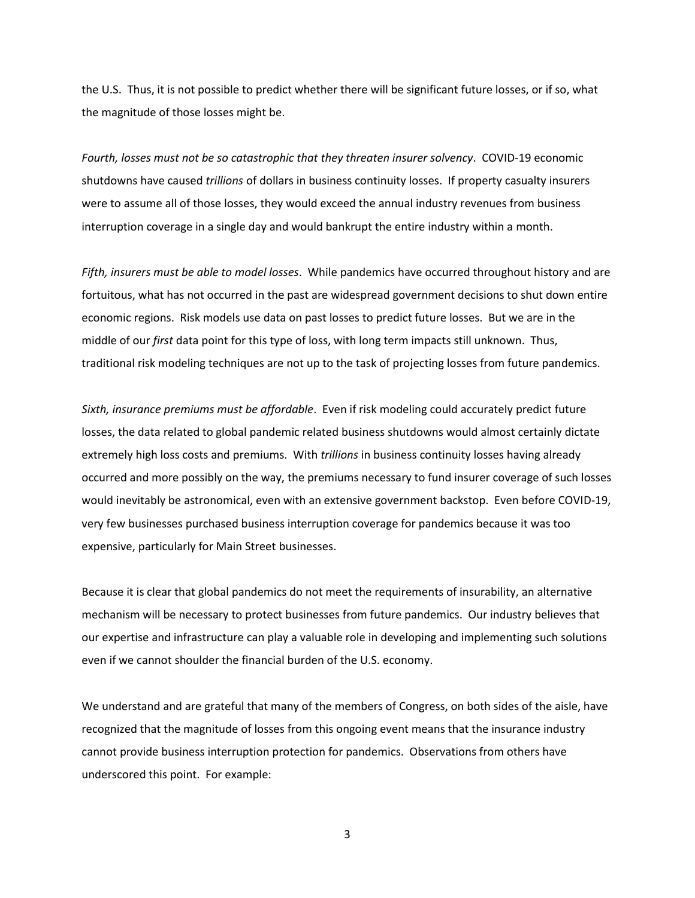the U.S. Thus, it is not possible to predict whether there will be significant future losses, or if so, what the magnitude of those losses might be.

*Fourth, losses must not be so catastrophic that they threaten insurer solvency*. COVID-19 economic shutdowns have caused *trillions* of dollars in business continuity losses. If property casualty insurers were to assume all of those losses, they would exceed the annual industry revenues from business interruption coverage in a single day and would bankrupt the entire industry within a month.

*Fifth, insurers must be able to model losses*. While pandemics have occurred throughout history and are fortuitous, what has not occurred in the past are widespread government decisions to shut down entire economic regions. Risk models use data on past losses to predict future losses. But we are in the middle of our *first* data point for this type of loss, with long term impacts still unknown. Thus, traditional risk modeling techniques are not up to the task of projecting losses from future pandemics.

*Sixth, insurance premiums must be affordable*. Even if risk modeling could accurately predict future losses, the data related to global pandemic related business shutdowns would almost certainly dictate extremely high loss costs and premiums. With *trillions* in business continuity losses having already occurred and more possibly on the way, the premiums necessary to fund insurer coverage of such losses would inevitably be astronomical, even with an extensive government backstop. Even before COVID-19, very few businesses purchased business interruption coverage for pandemics because it was too expensive, particularly for Main Street businesses.

Because it is clear that global pandemics do not meet the requirements of insurability, an alternative mechanism will be necessary to protect businesses from future pandemics. Our industry believes that our expertise and infrastructure can play a valuable role in developing and implementing such solutions even if we cannot shoulder the financial burden of the U.S. economy.

We understand and are grateful that many of the members of Congress, on both sides of the aisle, have recognized that the magnitude of losses from this ongoing event means that the insurance industry cannot provide business interruption protection for pandemics. Observations from others have underscored this point. For example: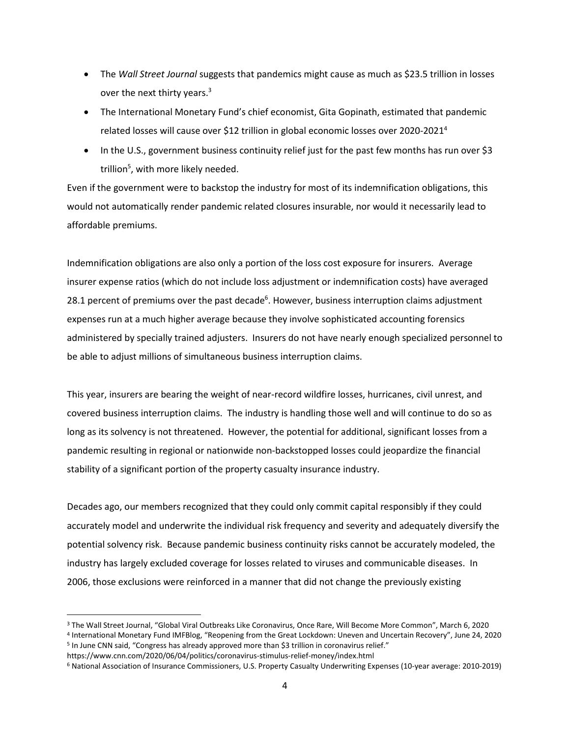- The *Wall Street Journal* suggests that pandemics might cause as much as $23.5 trillion in losses over the next thirty years.[3]
- The International Monetary Fund's chief economist, Gita Gopinath, estimated that pandemic related losses will cause over $12 trillion in global economic losses over 2020-2021[4]
- In the U.S., government business continuity relief just for the past few months has run over $3 trillion[5], with more likely needed.

Even if the government were to backstop the industry for most of its indemnification obligations, this would not automatically render pandemic related closures insurable, nor would it necessarily lead to affordable premiums.

Indemnification obligations are also only a portion of the loss cost exposure for insurers. Average insurer expense ratios (which do not include loss adjustment or indemnification costs) have averaged 28.1 percent of premiums over the past decade[6]. However, business interruption claims adjustment expenses run at a much higher average because they involve sophisticated accounting forensics administered by specially trained adjusters. Insurers do not have nearly enough specialized personnel to be able to adjust millions of simultaneous business interruption claims.

This year, insurers are bearing the weight of near-record wildfire losses, hurricanes, civil unrest, and covered business interruption claims. The industry is handling those well and will continue to do so as long as its solvency is not threatened. However, the potential for additional, significant losses from a pandemic resulting in regional or nationwide non-backstopped losses could jeopardize the financial stability of a significant portion of the property casualty insurance industry.

Decades ago, our members recognized that they could only commit capital responsibly if they could accurately model and underwrite the individual risk frequency and severity and adequately diversify the potential solvency risk. Because pandemic business continuity risks cannot be accurately modeled, the industry has largely excluded coverage for losses related to viruses and communicable diseases. In 2006, those exclusions were reinforced in a manner that did not change the previously existing

---

[3] The Wall Street Journal, "Global Viral Outbreaks Like Coronavirus, Once Rare, Will Become More Common", March 6, 2020

[4] International Monetary Fund IMFBlog, "Reopening from the Great Lockdown: Uneven and Uncertain Recovery", June 24, 2020

[5] In June CNN said, "Congress has already approved more than $3 trillion in coronavirus relief." https://www.cnn.com/2020/06/04/politics/coronavirus-stimulus-relief-money/index.html

[6] National Association of Insurance Commissioners, U.S. Property Casualty Underwriting Expenses (10-year average: 2010-2019)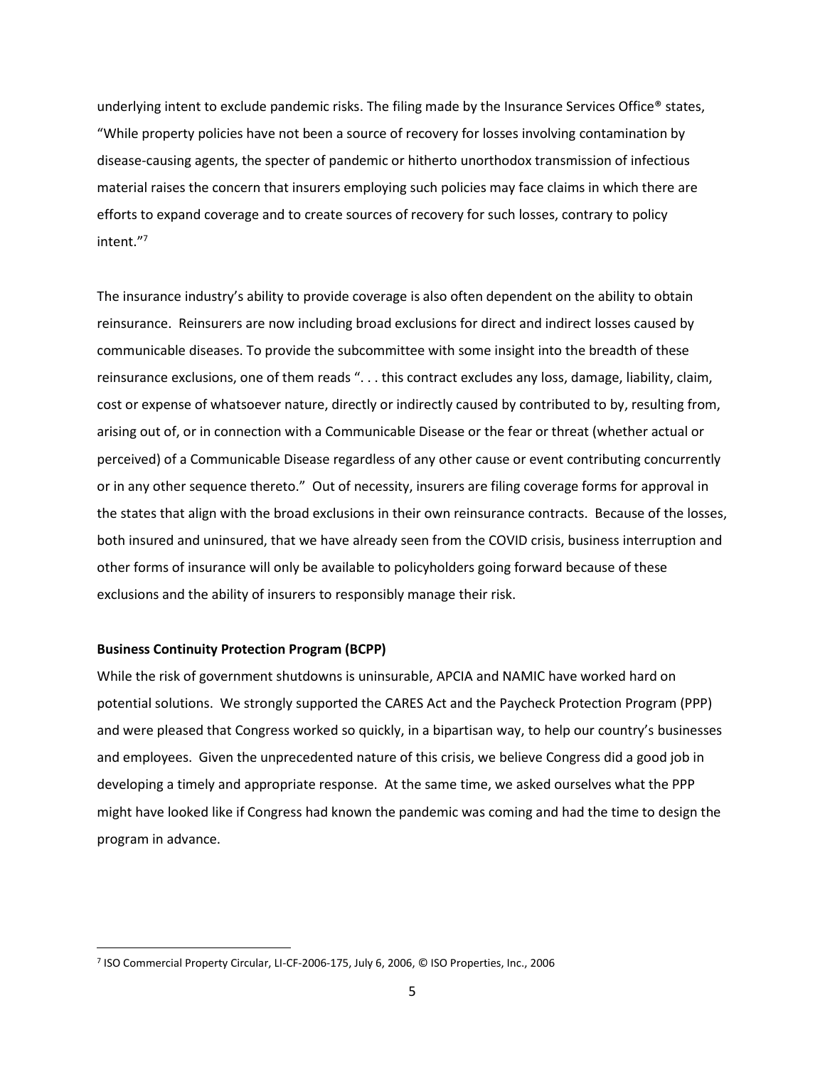underlying intent to exclude pandemic risks. The filing made by the Insurance Services Office® states, "While property policies have not been a source of recovery for losses involving contamination by disease-causing agents, the specter of pandemic or hitherto unorthodox transmission of infectious material raises the concern that insurers employing such policies may face claims in which there are efforts to expand coverage and to create sources of recovery for such losses, contrary to policy intent."[7]

The insurance industry's ability to provide coverage is also often dependent on the ability to obtain reinsurance. Reinsurers are now including broad exclusions for direct and indirect losses caused by communicable diseases. To provide the subcommittee with some insight into the breadth of these reinsurance exclusions, one of them reads ". . . this contract excludes any loss, damage, liability, claim, cost or expense of whatsoever nature, directly or indirectly caused by contributed to by, resulting from, arising out of, or in connection with a Communicable Disease or the fear or threat (whether actual or perceived) of a Communicable Disease regardless of any other cause or event contributing concurrently or in any other sequence thereto." Out of necessity, insurers are filing coverage forms for approval in the states that align with the broad exclusions in their own reinsurance contracts. Because of the losses, both insured and uninsured, that we have already seen from the COVID crisis, business interruption and other forms of insurance will only be available to policyholders going forward because of these exclusions and the ability of insurers to responsibly manage their risk.

**Business Continuity Protection Program (BCPP)**

While the risk of government shutdowns is uninsurable, APCIA and NAMIC have worked hard on potential solutions. We strongly supported the CARES Act and the Paycheck Protection Program (PPP) and were pleased that Congress worked so quickly, in a bipartisan way, to help our country's businesses and employees. Given the unprecedented nature of this crisis, we believe Congress did a good job in developing a timely and appropriate response. At the same time, we asked ourselves what the PPP might have looked like if Congress had known the pandemic was coming and had the time to design the program in advance.

---

[7] ISO Commercial Property Circular, LI-CF-2006-175, July 6, 2006, © ISO Properties, Inc., 2006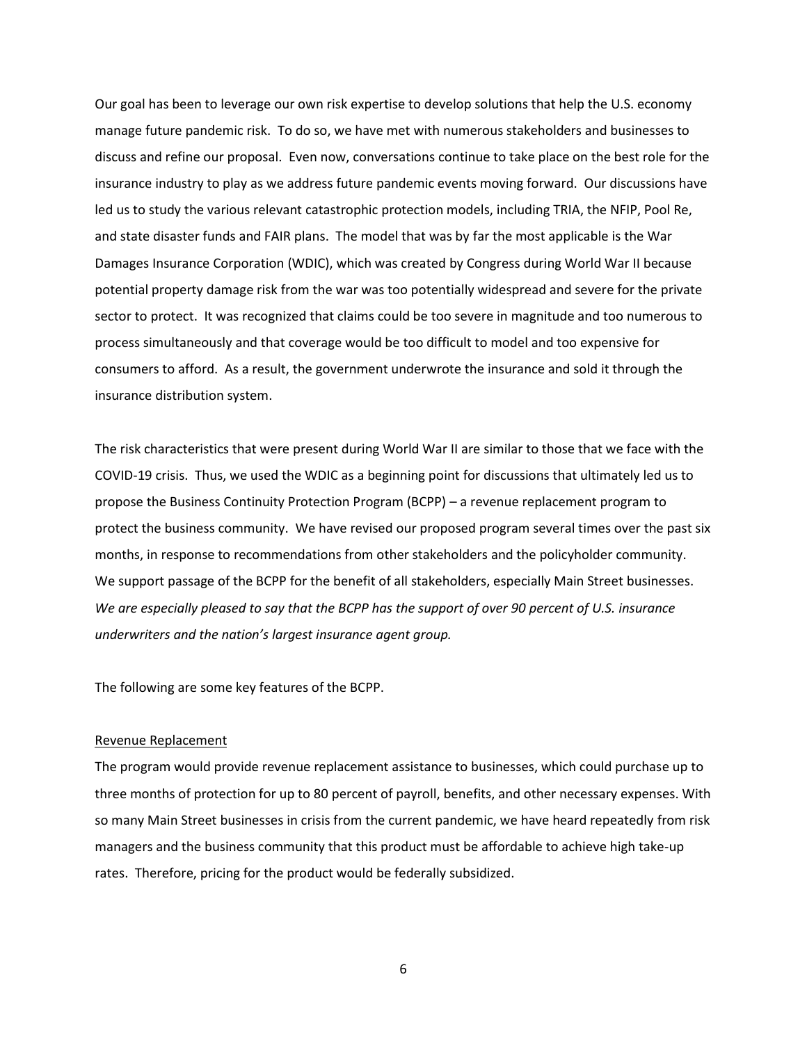Our goal has been to leverage our own risk expertise to develop solutions that help the U.S. economy manage future pandemic risk. To do so, we have met with numerous stakeholders and businesses to discuss and refine our proposal. Even now, conversations continue to take place on the best role for the insurance industry to play as we address future pandemic events moving forward. Our discussions have led us to study the various relevant catastrophic protection models, including TRIA, the NFIP, Pool Re, and state disaster funds and FAIR plans. The model that was by far the most applicable is the War Damages Insurance Corporation (WDIC), which was created by Congress during World War II because potential property damage risk from the war was too potentially widespread and severe for the private sector to protect. It was recognized that claims could be too severe in magnitude and too numerous to process simultaneously and that coverage would be too difficult to model and too expensive for consumers to afford. As a result, the government underwrote the insurance and sold it through the insurance distribution system.

The risk characteristics that were present during World War II are similar to those that we face with the COVID-19 crisis. Thus, we used the WDIC as a beginning point for discussions that ultimately led us to propose the Business Continuity Protection Program (BCPP) – a revenue replacement program to protect the business community. We have revised our proposed program several times over the past six months, in response to recommendations from other stakeholders and the policyholder community. We support passage of the BCPP for the benefit of all stakeholders, especially Main Street businesses. *We are especially pleased to say that the BCPP has the support of over 90 percent of U.S. insurance underwriters and the nation's largest insurance agent group.*

The following are some key features of the BCPP.

<u>Revenue Replacement</u>

The program would provide revenue replacement assistance to businesses, which could purchase up to three months of protection for up to 80 percent of payroll, benefits, and other necessary expenses. With so many Main Street businesses in crisis from the current pandemic, we have heard repeatedly from risk managers and the business community that this product must be affordable to achieve high take-up rates. Therefore, pricing for the product would be federally subsidized.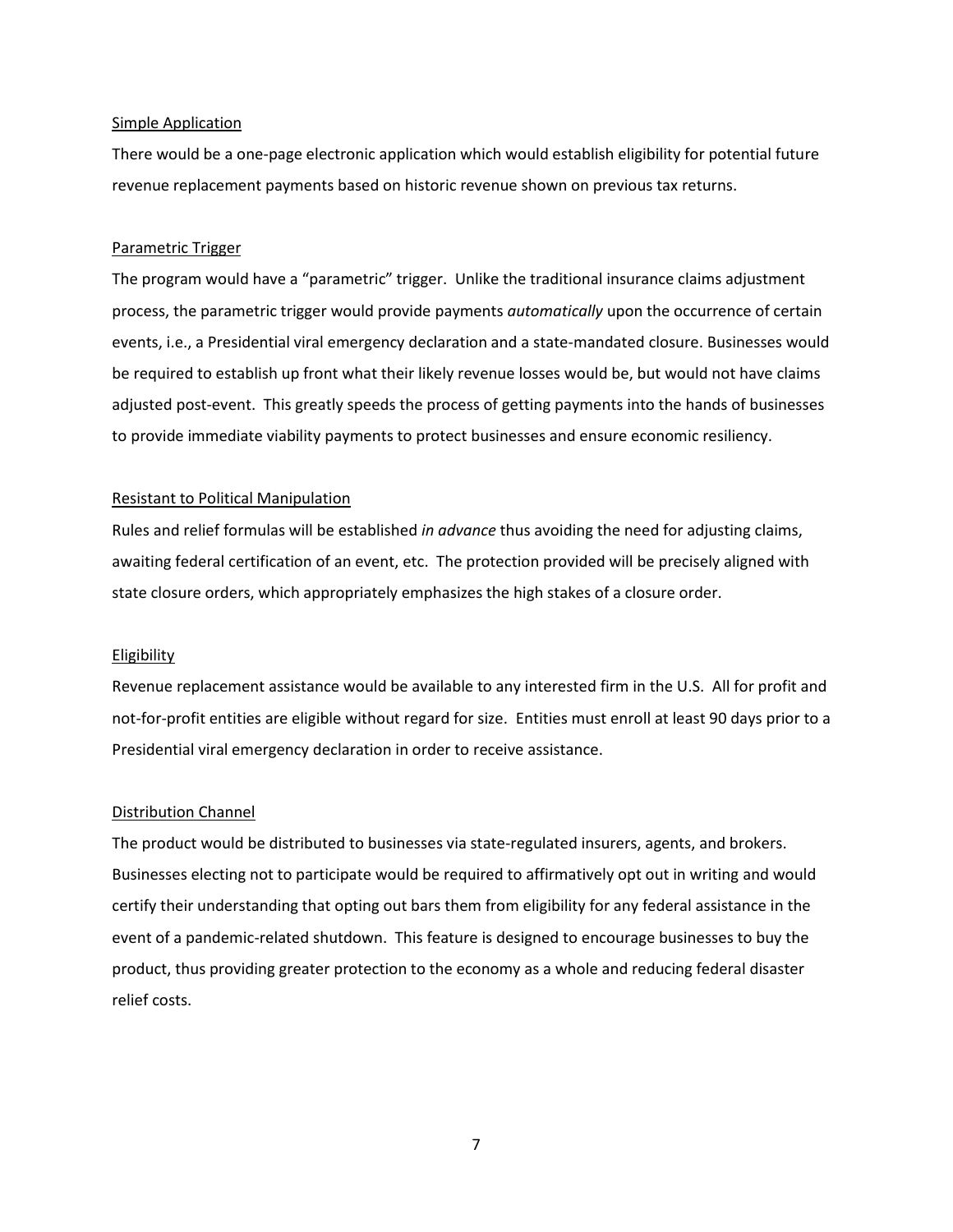<u>Simple Application</u>

There would be a one-page electronic application which would establish eligibility for potential future revenue replacement payments based on historic revenue shown on previous tax returns.

<u>Parametric Trigger</u>

The program would have a "parametric" trigger. Unlike the traditional insurance claims adjustment process, the parametric trigger would provide payments *automatically* upon the occurrence of certain events, i.e., a Presidential viral emergency declaration and a state-mandated closure. Businesses would be required to establish up front what their likely revenue losses would be, but would not have claims adjusted post-event. This greatly speeds the process of getting payments into the hands of businesses to provide immediate viability payments to protect businesses and ensure economic resiliency.

<u>Resistant to Political Manipulation</u>

Rules and relief formulas will be established *in advance* thus avoiding the need for adjusting claims, awaiting federal certification of an event, etc. The protection provided will be precisely aligned with state closure orders, which appropriately emphasizes the high stakes of a closure order.

<u>Eligibility</u>

Revenue replacement assistance would be available to any interested firm in the U.S. All for profit and not-for-profit entities are eligible without regard for size. Entities must enroll at least 90 days prior to a Presidential viral emergency declaration in order to receive assistance.

<u>Distribution Channel</u>

The product would be distributed to businesses via state-regulated insurers, agents, and brokers. Businesses electing not to participate would be required to affirmatively opt out in writing and would certify their understanding that opting out bars them from eligibility for any federal assistance in the event of a pandemic-related shutdown. This feature is designed to encourage businesses to buy the product, thus providing greater protection to the economy as a whole and reducing federal disaster relief costs.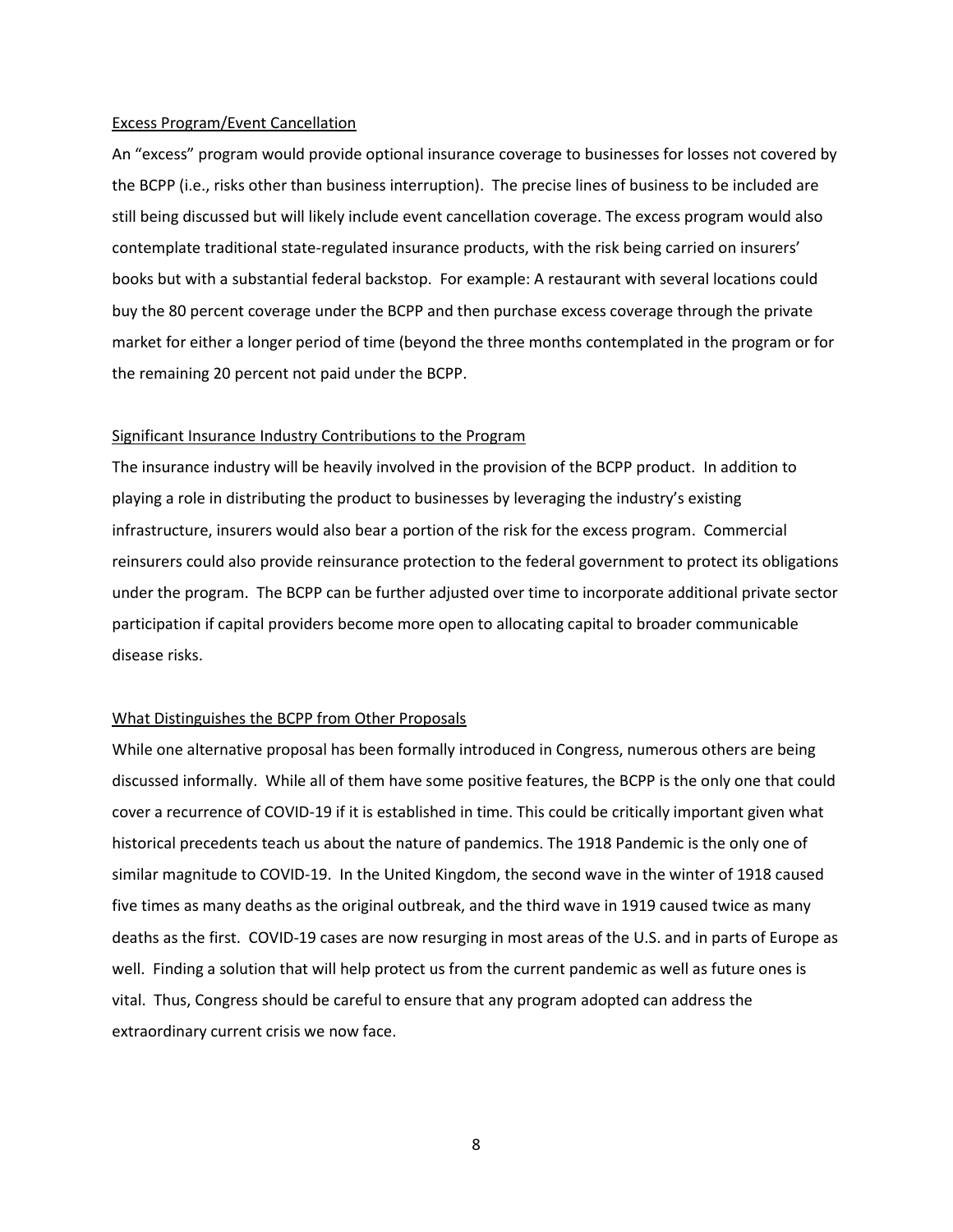<u>Excess Program/Event Cancellation</u>

An "excess" program would provide optional insurance coverage to businesses for losses not covered by the BCPP (i.e., risks other than business interruption). The precise lines of business to be included are still being discussed but will likely include event cancellation coverage. The excess program would also contemplate traditional state-regulated insurance products, with the risk being carried on insurers' books but with a substantial federal backstop. For example: A restaurant with several locations could buy the 80 percent coverage under the BCPP and then purchase excess coverage through the private market for either a longer period of time (beyond the three months contemplated in the program or for the remaining 20 percent not paid under the BCPP.

<u>Significant Insurance Industry Contributions to the Program</u>

The insurance industry will be heavily involved in the provision of the BCPP product. In addition to playing a role in distributing the product to businesses by leveraging the industry's existing infrastructure, insurers would also bear a portion of the risk for the excess program. Commercial reinsurers could also provide reinsurance protection to the federal government to protect its obligations under the program. The BCPP can be further adjusted over time to incorporate additional private sector participation if capital providers become more open to allocating capital to broader communicable disease risks.

<u>What Distinguishes the BCPP from Other Proposals</u>

While one alternative proposal has been formally introduced in Congress, numerous others are being discussed informally. While all of them have some positive features, the BCPP is the only one that could cover a recurrence of COVID-19 if it is established in time. This could be critically important given what historical precedents teach us about the nature of pandemics. The 1918 Pandemic is the only one of similar magnitude to COVID-19. In the United Kingdom, the second wave in the winter of 1918 caused five times as many deaths as the original outbreak, and the third wave in 1919 caused twice as many deaths as the first. COVID-19 cases are now resurging in most areas of the U.S. and in parts of Europe as well. Finding a solution that will help protect us from the current pandemic as well as future ones is vital. Thus, Congress should be careful to ensure that any program adopted can address the extraordinary current crisis we now face.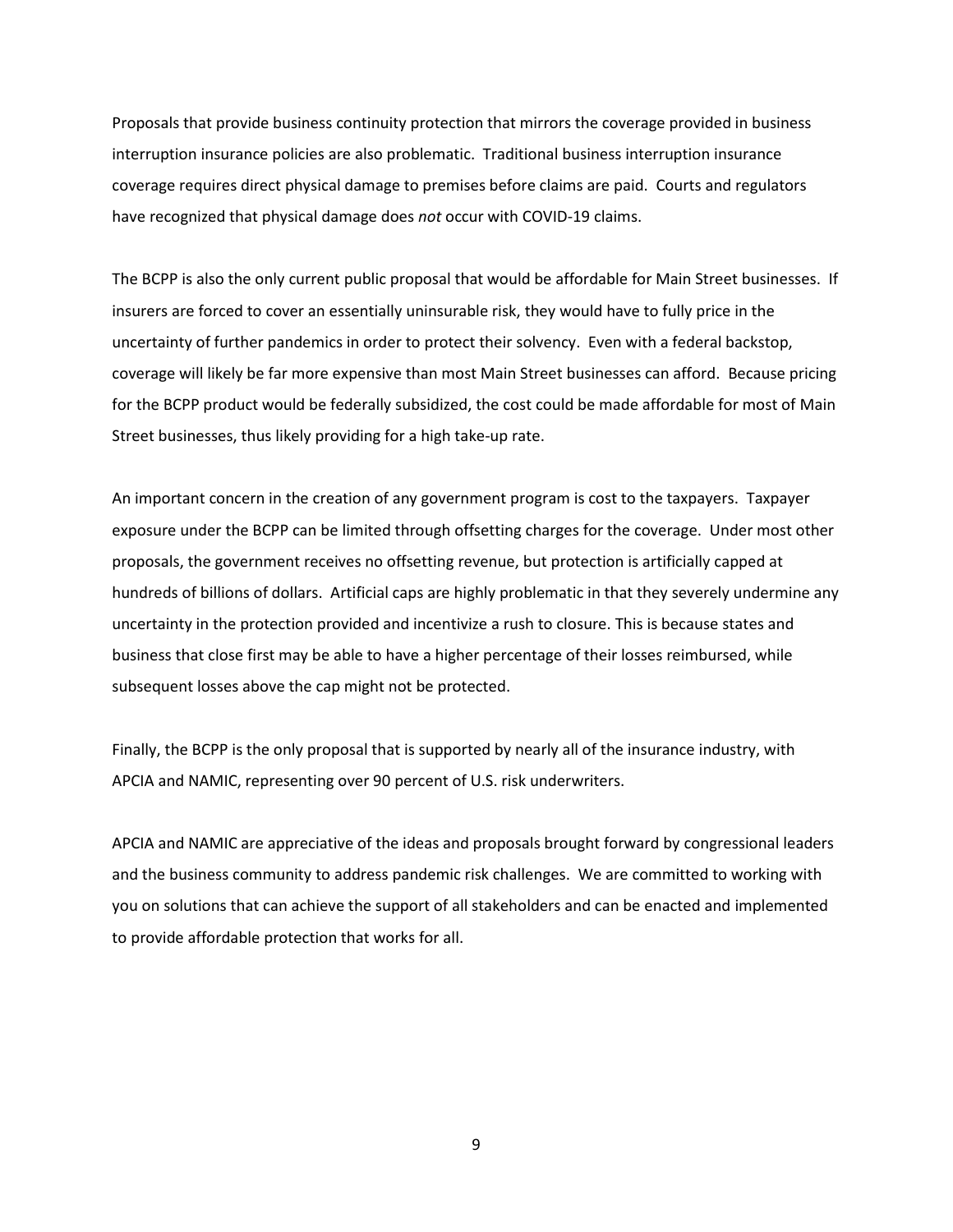Proposals that provide business continuity protection that mirrors the coverage provided in business interruption insurance policies are also problematic. Traditional business interruption insurance coverage requires direct physical damage to premises before claims are paid. Courts and regulators have recognized that physical damage does *not* occur with COVID-19 claims.

The BCPP is also the only current public proposal that would be affordable for Main Street businesses. If insurers are forced to cover an essentially uninsurable risk, they would have to fully price in the uncertainty of further pandemics in order to protect their solvency. Even with a federal backstop, coverage will likely be far more expensive than most Main Street businesses can afford. Because pricing for the BCPP product would be federally subsidized, the cost could be made affordable for most of Main Street businesses, thus likely providing for a high take-up rate.

An important concern in the creation of any government program is cost to the taxpayers. Taxpayer exposure under the BCPP can be limited through offsetting charges for the coverage. Under most other proposals, the government receives no offsetting revenue, but protection is artificially capped at hundreds of billions of dollars. Artificial caps are highly problematic in that they severely undermine any uncertainty in the protection provided and incentivize a rush to closure. This is because states and business that close first may be able to have a higher percentage of their losses reimbursed, while subsequent losses above the cap might not be protected.

Finally, the BCPP is the only proposal that is supported by nearly all of the insurance industry, with APCIA and NAMIC, representing over 90 percent of U.S. risk underwriters.

APCIA and NAMIC are appreciative of the ideas and proposals brought forward by congressional leaders and the business community to address pandemic risk challenges. We are committed to working with you on solutions that can achieve the support of all stakeholders and can be enacted and implemented to provide affordable protection that works for all.